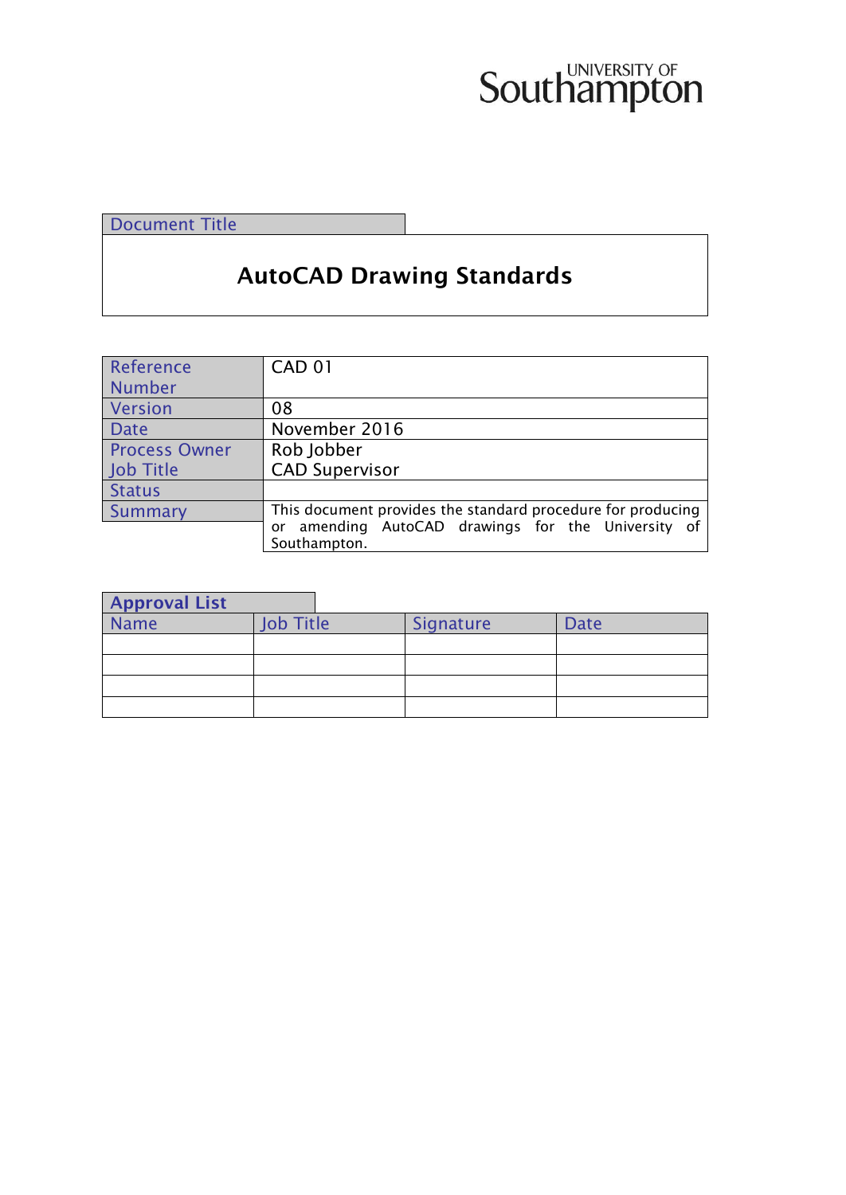University of Southampton

| Document Title |
|---|
| **AutoCAD Drawing Standards** |

| Reference Number | CAD 01 |
|---|---|
| Version | 08 |
| Date | November 2016 |
| Process Owner<br>Job Title | Rob Jobber<br>CAD Supervisor |
| Status | |
| Summary | This document provides the standard procedure for producing or amending AutoCAD drawings for the University of Southampton. |

**Approval List**

| Name | Job Title | Signature | Date |
|---|---|---|---|
| | | | |
| | | | |
| | | | |
| | | | |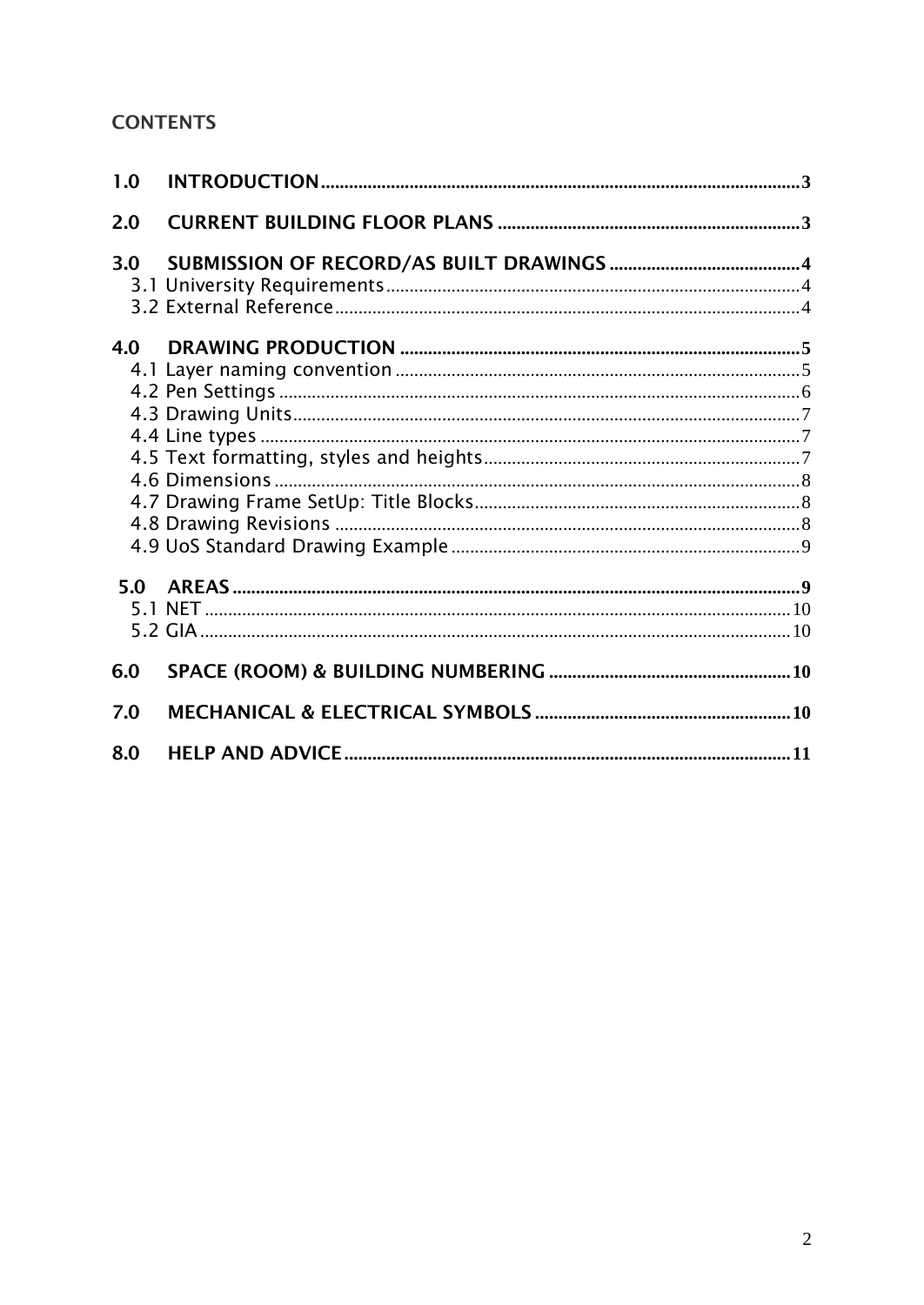# CONTENTS

1.0 INTRODUCTION ........ 3

2.0 CURRENT BUILDING FLOOR PLANS ........ 3

3.0 SUBMISSION OF RECORD/AS BUILT DRAWINGS ........ 4
- 3.1 University Requirements ........ 4
- 3.2 External Reference ........ 4

4.0 DRAWING PRODUCTION ........ 5
- 4.1 Layer naming convention ........ 5
- 4.2 Pen Settings ........ 6
- 4.3 Drawing Units ........ 7
- 4.4 Line types ........ 7
- 4.5 Text formatting, styles and heights ........ 7
- 4.6 Dimensions ........ 8
- 4.7 Drawing Frame SetUp: Title Blocks ........ 8
- 4.8 Drawing Revisions ........ 8
- 4.9 UoS Standard Drawing Example ........ 9

5.0 AREAS ........ 9
- 5.1 NET ........ 10
- 5.2 GIA ........ 10

6.0 SPACE (ROOM) & BUILDING NUMBERING ........ 10

7.0 MECHANICAL & ELECTRICAL SYMBOLS ........ 10

8.0 HELP AND ADVICE ........ 11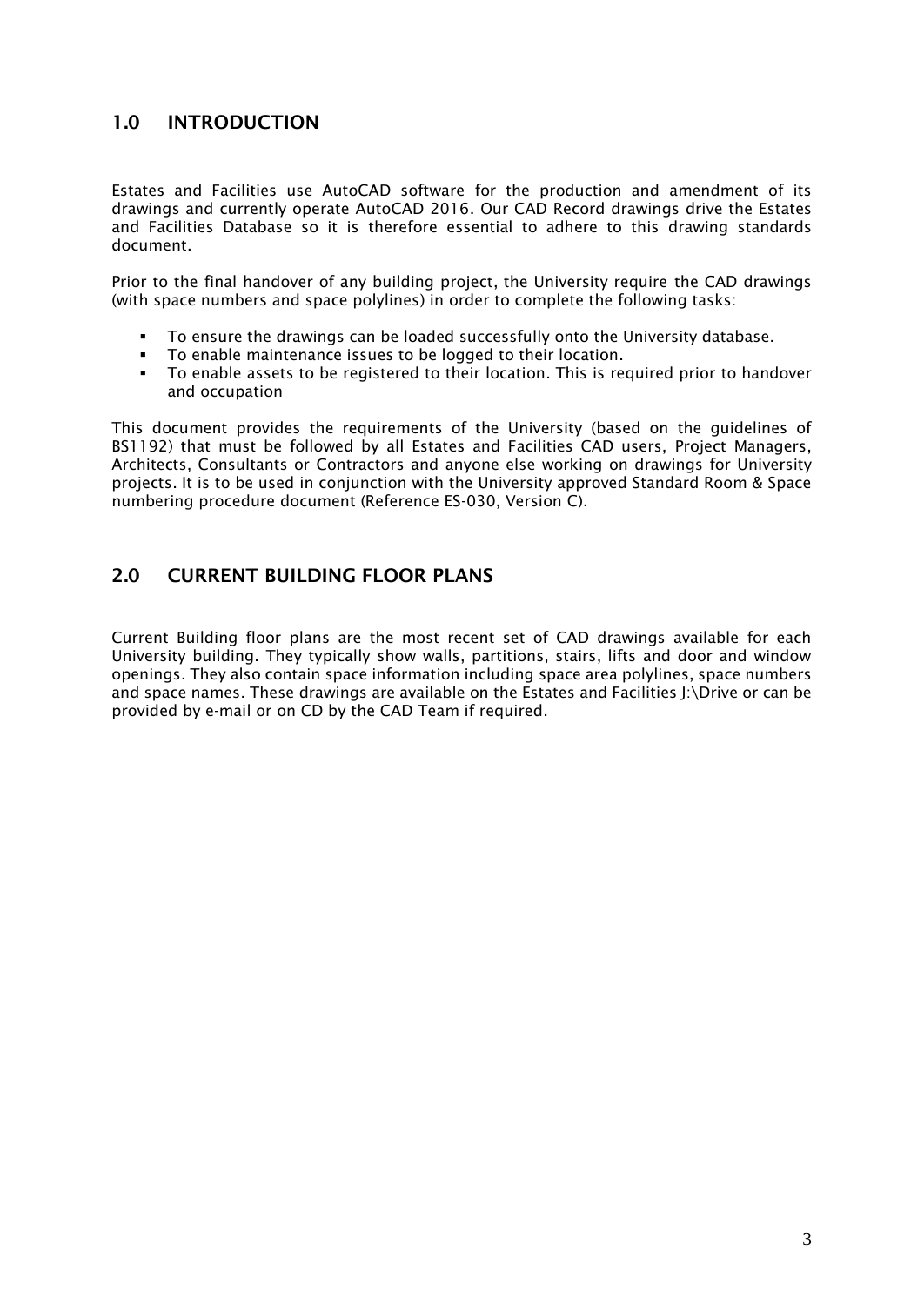## 1.0 INTRODUCTION

Estates and Facilities use AutoCAD software for the production and amendment of its drawings and currently operate AutoCAD 2016. Our CAD Record drawings drive the Estates and Facilities Database so it is therefore essential to adhere to this drawing standards document.

Prior to the final handover of any building project, the University require the CAD drawings (with space numbers and space polylines) in order to complete the following tasks:

- To ensure the drawings can be loaded successfully onto the University database.
- To enable maintenance issues to be logged to their location.
- To enable assets to be registered to their location. This is required prior to handover and occupation

This document provides the requirements of the University (based on the guidelines of BS1192) that must be followed by all Estates and Facilities CAD users, Project Managers, Architects, Consultants or Contractors and anyone else working on drawings for University projects. It is to be used in conjunction with the University approved Standard Room & Space numbering procedure document (Reference ES-030, Version C).

## 2.0 CURRENT BUILDING FLOOR PLANS

Current Building floor plans are the most recent set of CAD drawings available for each University building. They typically show walls, partitions, stairs, lifts and door and window openings. They also contain space information including space area polylines, space numbers and space names. These drawings are available on the Estates and Facilities J:\Drive or can be provided by e-mail or on CD by the CAD Team if required.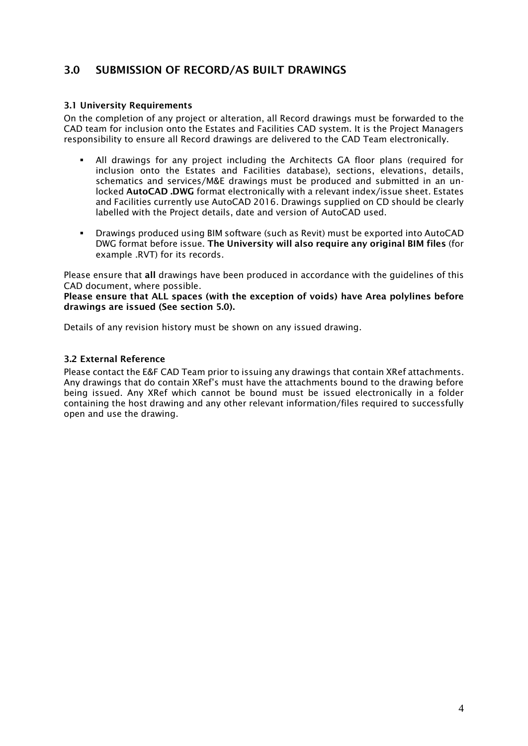## 3.0 SUBMISSION OF RECORD/AS BUILT DRAWINGS

### 3.1 University Requirements

On the completion of any project or alteration, all Record drawings must be forwarded to the CAD team for inclusion onto the Estates and Facilities CAD system. It is the Project Managers responsibility to ensure all Record drawings are delivered to the CAD Team electronically.

- All drawings for any project including the Architects GA floor plans (required for inclusion onto the Estates and Facilities database), sections, elevations, details, schematics and services/M&E drawings must be produced and submitted in an un-locked **AutoCAD .DWG** format electronically with a relevant index/issue sheet. Estates and Facilities currently use AutoCAD 2016. Drawings supplied on CD should be clearly labelled with the Project details, date and version of AutoCAD used.

- Drawings produced using BIM software (such as Revit) must be exported into AutoCAD DWG format before issue. **The University will also require any original BIM files** (for example .RVT) for its records.

Please ensure that **all** drawings have been produced in accordance with the guidelines of this CAD document, where possible.
**Please ensure that ALL spaces (with the exception of voids) have Area polylines before drawings are issued (See section 5.0).**

Details of any revision history must be shown on any issued drawing.

### 3.2 External Reference

Please contact the E&F CAD Team prior to issuing any drawings that contain XRef attachments. Any drawings that do contain XRef's must have the attachments bound to the drawing before being issued. Any XRef which cannot be bound must be issued electronically in a folder containing the host drawing and any other relevant information/files required to successfully open and use the drawing.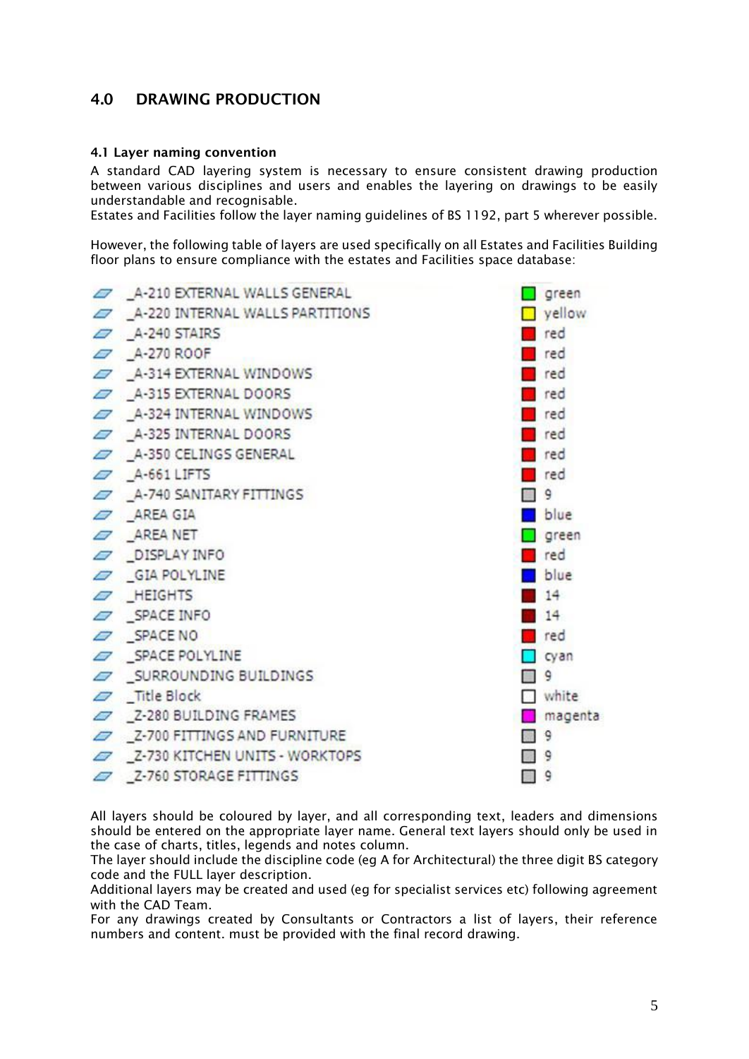## 4.0 DRAWING PRODUCTION

### 4.1 Layer naming convention

A standard CAD layering system is necessary to ensure consistent drawing production between various disciplines and users and enables the layering on drawings to be easily understandable and recognisable.
Estates and Facilities follow the layer naming guidelines of BS 1192, part 5 wherever possible.

However, the following table of layers are used specifically on all Estates and Facilities Building floor plans to ensure compliance with the estates and Facilities space database:

| Layer | Colour |
|---|---|
| _A-210 EXTERNAL WALLS GENERAL | green |
| _A-220 INTERNAL WALLS PARTITIONS | yellow |
| _A-240 STAIRS | red |
| _A-270 ROOF | red |
| _A-314 EXTERNAL WINDOWS | red |
| _A-315 EXTERNAL DOORS | red |
| _A-324 INTERNAL WINDOWS | red |
| _A-325 INTERNAL DOORS | red |
| _A-350 CELINGS GENERAL | red |
| _A-661 LIFTS | red |
| _A-740 SANITARY FITTINGS | 9 |
| _AREA GIA | blue |
| _AREA NET | green |
| _DISPLAY INFO | red |
| _GIA POLYLINE | blue |
| _HEIGHTS | 14 |
| _SPACE INFO | 14 |
| _SPACE NO | red |
| _SPACE POLYLINE | cyan |
| _SURROUNDING BUILDINGS | 9 |
| _Title Block | white |
| _Z-280 BUILDING FRAMES | magenta |
| _Z-700 FITTINGS AND FURNITURE | 9 |
| _Z-730 KITCHEN UNITS - WORKTOPS | 9 |
| _Z-760 STORAGE FITTINGS | 9 |

All layers should be coloured by layer, and all corresponding text, leaders and dimensions should be entered on the appropriate layer name. General text layers should only be used in the case of charts, titles, legends and notes column.
The layer should include the discipline code (eg A for Architectural) the three digit BS category code and the FULL layer description.
Additional layers may be created and used (eg for specialist services etc) following agreement with the CAD Team.
For any drawings created by Consultants or Contractors a list of layers, their reference numbers and content. must be provided with the final record drawing.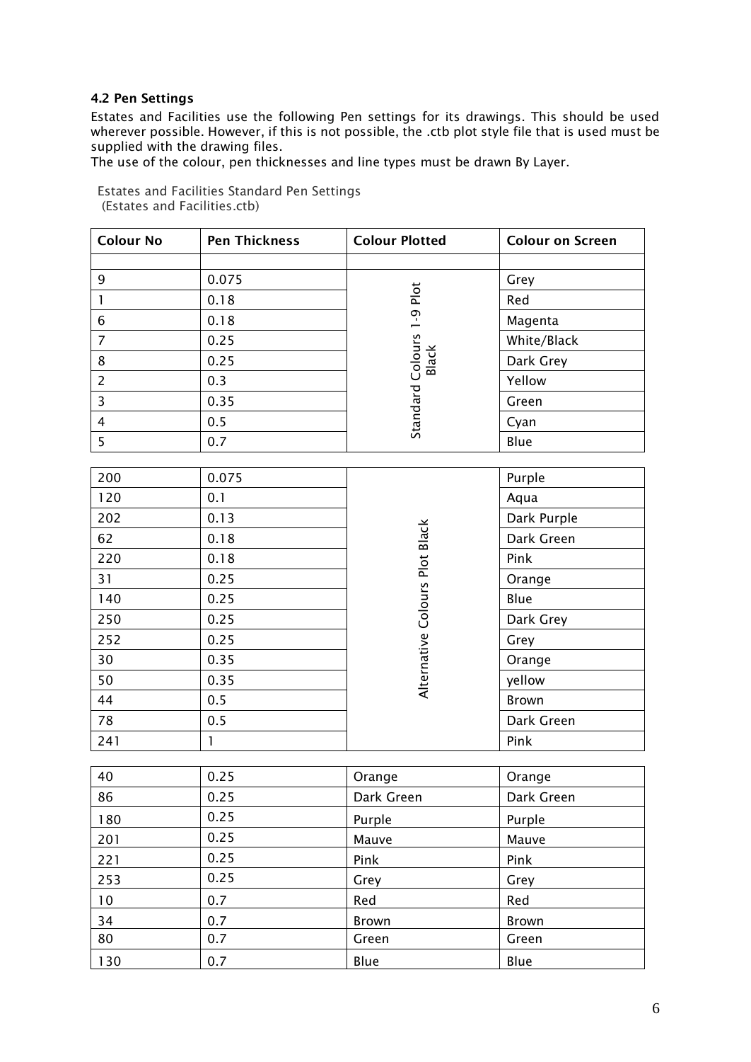### 4.2 Pen Settings

Estates and Facilities use the following Pen settings for its drawings. This should be used wherever possible. However, if this is not possible, the .ctb plot style file that is used must be supplied with the drawing files.
The use of the colour, pen thicknesses and line types must be drawn By Layer.

Estates and Facilities Standard Pen Settings
(Estates and Facilities.ctb)

| Colour No | Pen Thickness | Colour Plotted | Colour on Screen |
|---|---|---|---|
| | | | |
| 9 | 0.075 | Standard Colours 1-9 Plot Black | Grey |
| 1 | 0.18 | | Red |
| 6 | 0.18 | | Magenta |
| 7 | 0.25 | | White/Black |
| 8 | 0.25 | | Dark Grey |
| 2 | 0.3 | | Yellow |
| 3 | 0.35 | | Green |
| 4 | 0.5 | | Cyan |
| 5 | 0.7 | | Blue |
| 200 | 0.075 | Alternative Colours Plot Black | Purple |
| 120 | 0.1 | | Aqua |
| 202 | 0.13 | | Dark Purple |
| 62 | 0.18 | | Dark Green |
| 220 | 0.18 | | Pink |
| 31 | 0.25 | | Orange |
| 140 | 0.25 | | Blue |
| 250 | 0.25 | | Dark Grey |
| 252 | 0.25 | | Grey |
| 30 | 0.35 | | Orange |
| 50 | 0.35 | | yellow |
| 44 | 0.5 | | Brown |
| 78 | 0.5 | | Dark Green |
| 241 | 1 | | Pink |
| 40 | 0.25 | Orange | Orange |
| 86 | 0.25 | Dark Green | Dark Green |
| 180 | 0.25 | Purple | Purple |
| 201 | 0.25 | Mauve | Mauve |
| 221 | 0.25 | Pink | Pink |
| 253 | 0.25 | Grey | Grey |
| 10 | 0.7 | Red | Red |
| 34 | 0.7 | Brown | Brown |
| 80 | 0.7 | Green | Green |
| 130 | 0.7 | Blue | Blue |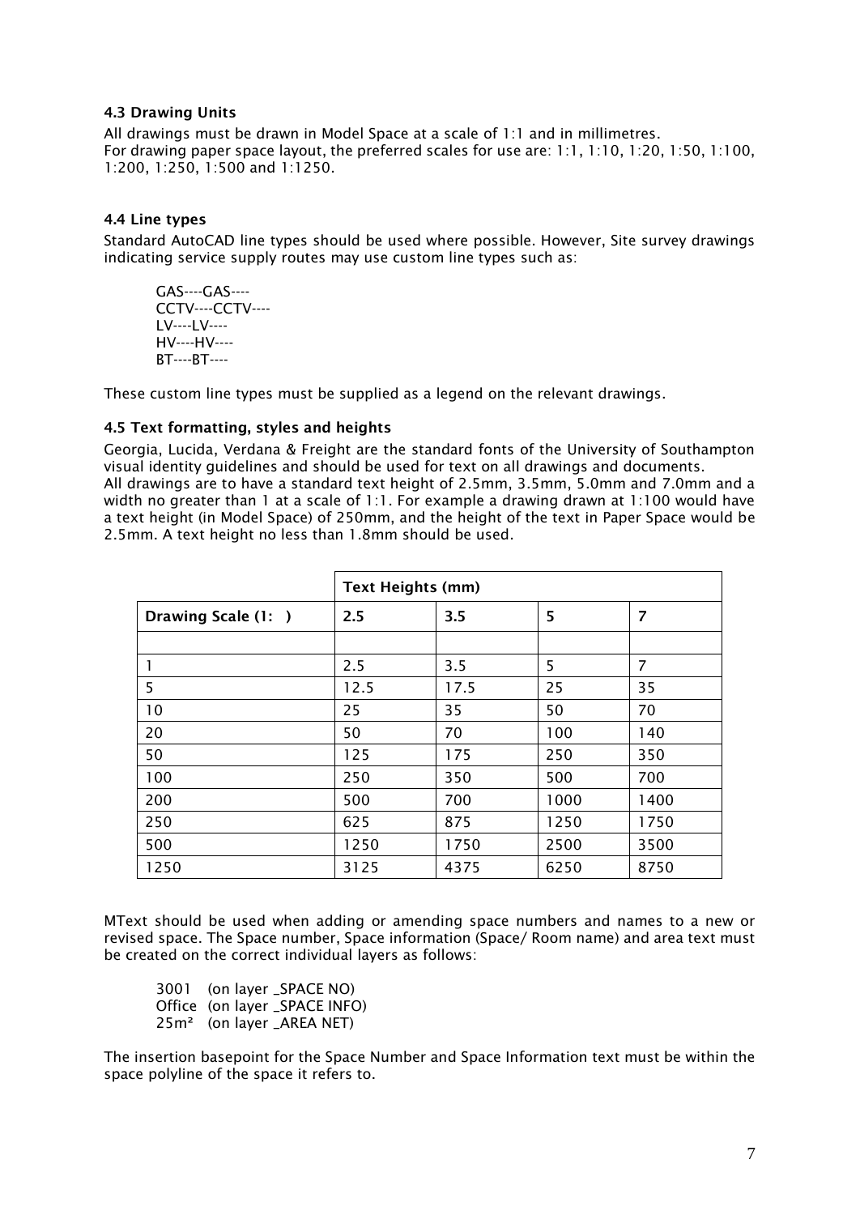### 4.3 Drawing Units

All drawings must be drawn in Model Space at a scale of 1:1 and in millimetres.
For drawing paper space layout, the preferred scales for use are: 1:1, 1:10, 1:20, 1:50, 1:100, 1:200, 1:250, 1:500 and 1:1250.

### 4.4 Line types

Standard AutoCAD line types should be used where possible. However, Site survey drawings indicating service supply routes may use custom line types such as:

```
GAS----GAS----
CCTV----CCTV----
LV----LV----
HV----HV----
BT----BT----
```

These custom line types must be supplied as a legend on the relevant drawings.

### 4.5 Text formatting, styles and heights

Georgia, Lucida, Verdana & Freight are the standard fonts of the University of Southampton visual identity guidelines and should be used for text on all drawings and documents.
All drawings are to have a standard text height of 2.5mm, 3.5mm, 5.0mm and 7.0mm and a width no greater than 1 at a scale of 1:1. For example a drawing drawn at 1:100 would have a text height (in Model Space) of 250mm, and the height of the text in Paper Space would be 2.5mm. A text height no less than 1.8mm should be used.

| | **Text Heights (mm)** | | | |
|---|---|---|---|---|
| **Drawing Scale (1: )** | **2.5** | **3.5** | **5** | **7** |
| | | | | |
| 1 | 2.5 | 3.5 | 5 | 7 |
| 5 | 12.5 | 17.5 | 25 | 35 |
| 10 | 25 | 35 | 50 | 70 |
| 20 | 50 | 70 | 100 | 140 |
| 50 | 125 | 175 | 250 | 350 |
| 100 | 250 | 350 | 500 | 700 |
| 200 | 500 | 700 | 1000 | 1400 |
| 250 | 625 | 875 | 1250 | 1750 |
| 500 | 1250 | 1750 | 2500 | 3500 |
| 1250 | 3125 | 4375 | 6250 | 8750 |

MText should be used when adding or amending space numbers and names to a new or revised space. The Space number, Space information (Space/ Room name) and area text must be created on the correct individual layers as follows:

3001 (on layer _SPACE NO)
Office (on layer _SPACE INFO)
25m² (on layer _AREA NET)

The insertion basepoint for the Space Number and Space Information text must be within the space polyline of the space it refers to.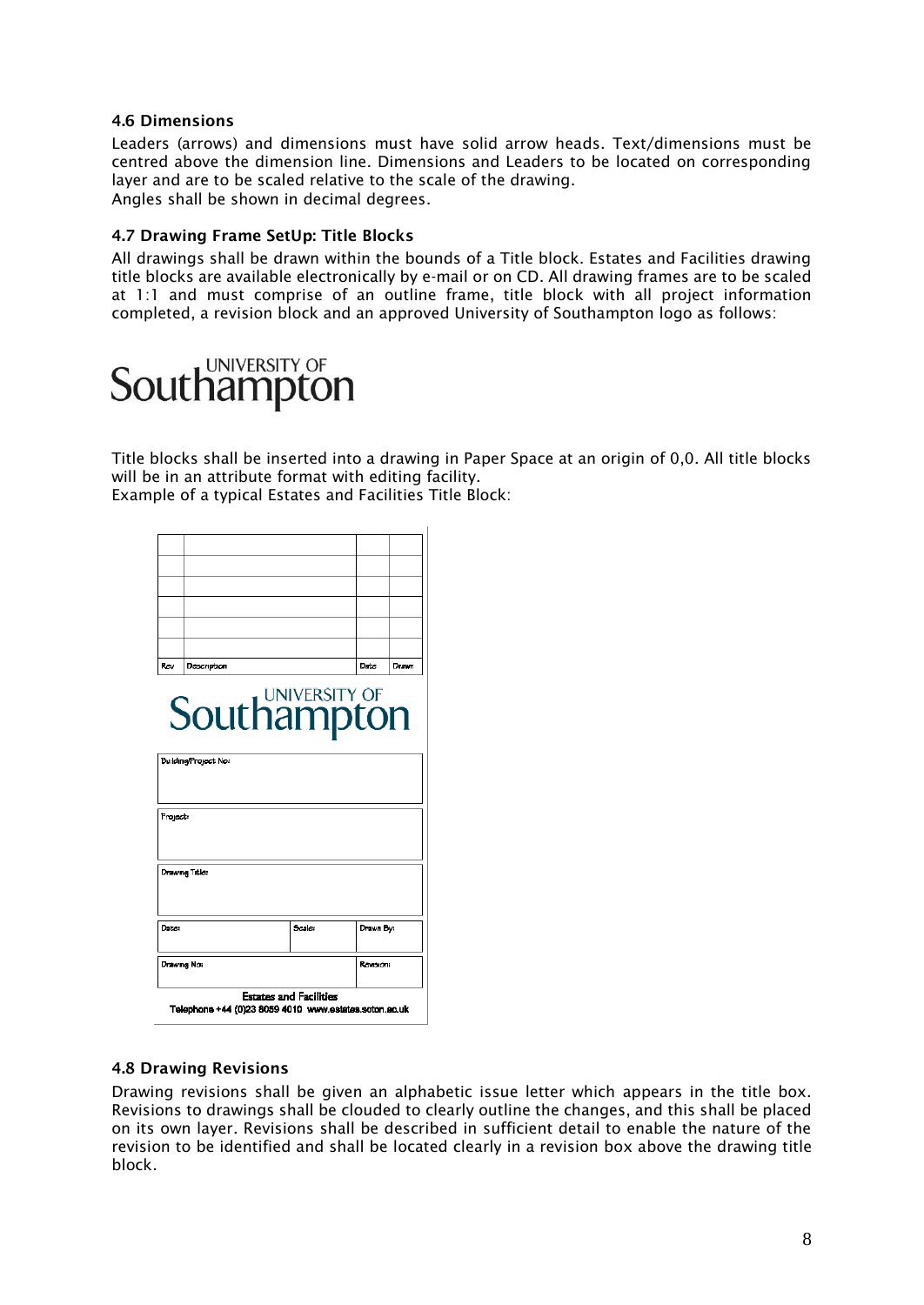### 4.6 Dimensions

Leaders (arrows) and dimensions must have solid arrow heads. Text/dimensions must be centred above the dimension line. Dimensions and Leaders to be located on corresponding layer and are to be scaled relative to the scale of the drawing.
Angles shall be shown in decimal degrees.

### 4.7 Drawing Frame SetUp: Title Blocks

All drawings shall be drawn within the bounds of a Title block. Estates and Facilities drawing title blocks are available electronically by e-mail or on CD. All drawing frames are to be scaled at 1:1 and must comprise of an outline frame, title block with all project information completed, a revision block and an approved University of Southampton logo as follows:

UNIVERSITY OF Southampton

Title blocks shall be inserted into a drawing in Paper Space at an origin of 0,0. All title blocks will be in an attribute format with editing facility.
Example of a typical Estates and Facilities Title Block:

| Rev | Description | Date | Drawn |
|---|---|---|---|

UNIVERSITY OF Southampton

| Building/Project No: | | |
|---|---|---|
| Project: | | |
| Drawing Title: | | |
| Date: | Scale: | Drawn By: |
| Drawing No: | | Revision: |

**Estates and Facilities**
Telephone +44 (0)23 8059 4010 www.estates.soton.ac.uk

### 4.8 Drawing Revisions

Drawing revisions shall be given an alphabetic issue letter which appears in the title box. Revisions to drawings shall be clouded to clearly outline the changes, and this shall be placed on its own layer. Revisions shall be described in sufficient detail to enable the nature of the revision to be identified and shall be located clearly in a revision box above the drawing title block.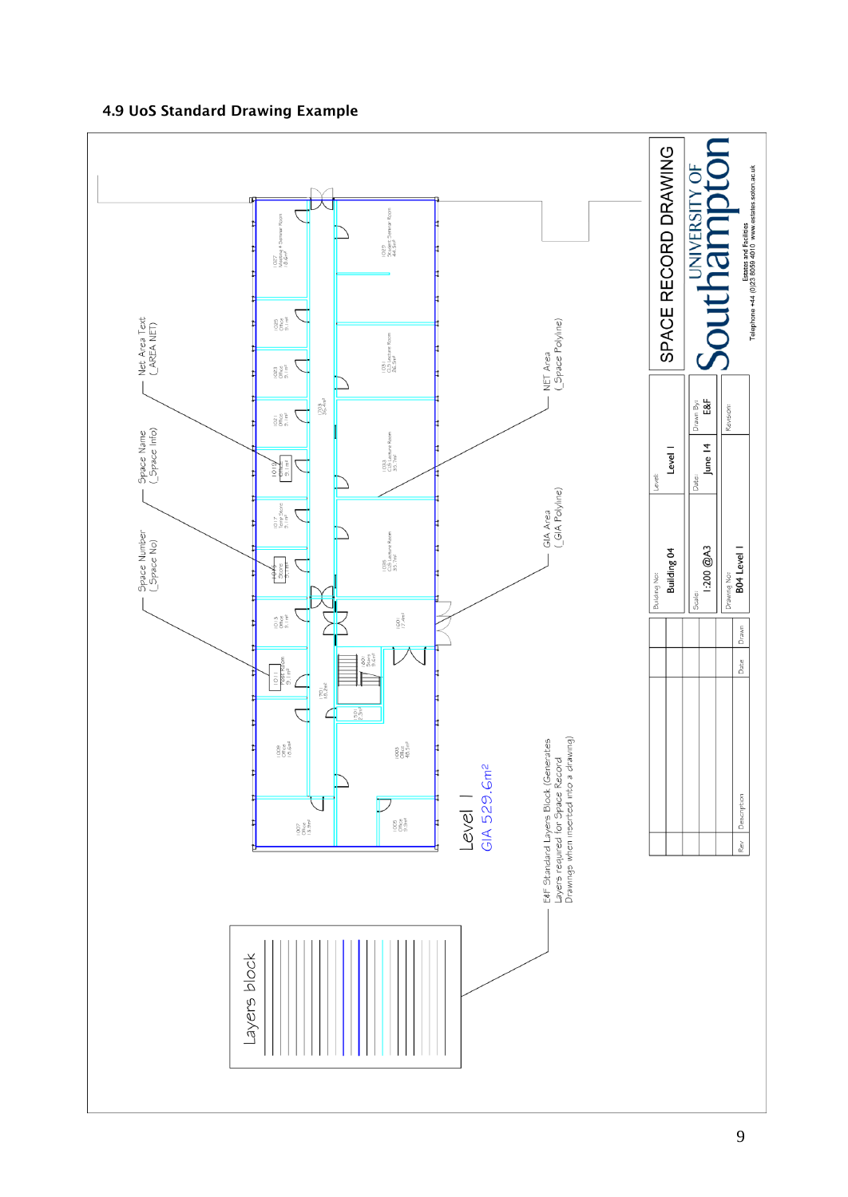### 4.9 UoS Standard Drawing Example

Net Area Text (_AREA NET)

Space Name (_Space Info)

Space Number (_Space No)

NET Area (_Space Polyline)

GIA Area (_GIA Polyline)

Level 1

GIA 529.6m²

E&F Standard Layers Block (Generates Layers required for Space Record Drawings when inserted into a drawing)

Layers block

SPACE RECORD DRAWING

UNIVERSITY OF Southampton

Estates and Facilities
Telephone +44 (0)23 8059 4010 www.estates.soton.ac.uk

| Building No: | Level: | |
|---|---|---|
| Building 04 | Level 1 | |
| Scale: | Date: | Drawn By: |
| 1:200 @A3 | June 14 | E&F |
| Drawing No: | | Revision: |
| B04 Level 1 | | |

| Rev | Description | Date | Drawn |
|---|---|---|---|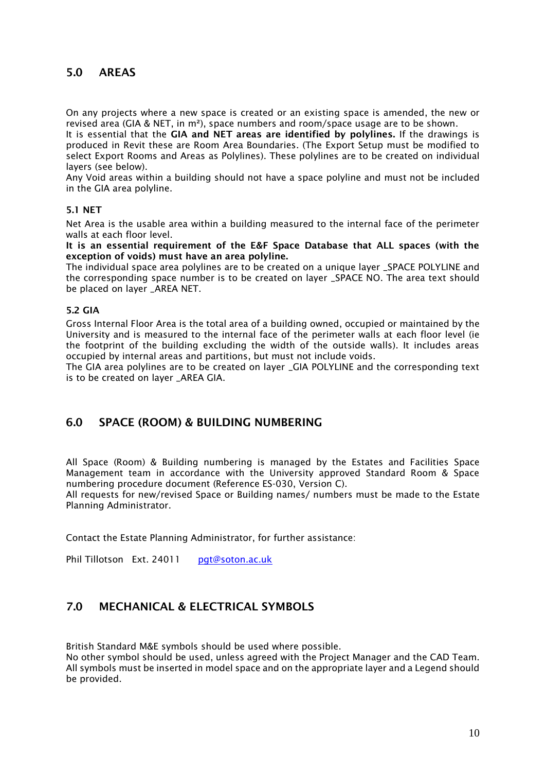## 5.0 AREAS

On any projects where a new space is created or an existing space is amended, the new or revised area (GIA & NET, in m²), space numbers and room/space usage are to be shown.
It is essential that the **GIA and NET areas are identified by polylines.** If the drawings is produced in Revit these are Room Area Boundaries. (The Export Setup must be modified to select Export Rooms and Areas as Polylines). These polylines are to be created on individual layers (see below).
Any Void areas within a building should not have a space polyline and must not be included in the GIA area polyline.

### 5.1 NET

Net Area is the usable area within a building measured to the internal face of the perimeter walls at each floor level.
**It is an essential requirement of the E&F Space Database that ALL spaces (with the exception of voids) must have an area polyline.**
The individual space area polylines are to be created on a unique layer _SPACE POLYLINE and the corresponding space number is to be created on layer _SPACE NO. The area text should be placed on layer _AREA NET.

### 5.2 GIA

Gross Internal Floor Area is the total area of a building owned, occupied or maintained by the University and is measured to the internal face of the perimeter walls at each floor level (ie the footprint of the building excluding the width of the outside walls). It includes areas occupied by internal areas and partitions, but must not include voids.
The GIA area polylines are to be created on layer _GIA POLYLINE and the corresponding text is to be created on layer _AREA GIA.

## 6.0 SPACE (ROOM) & BUILDING NUMBERING

All Space (Room) & Building numbering is managed by the Estates and Facilities Space Management team in accordance with the University approved Standard Room & Space numbering procedure document (Reference ES-030, Version C).
All requests for new/revised Space or Building names/ numbers must be made to the Estate Planning Administrator.

Contact the Estate Planning Administrator, for further assistance:

Phil Tillotson Ext. 24011 pgt@soton.ac.uk

## 7.0 MECHANICAL & ELECTRICAL SYMBOLS

British Standard M&E symbols should be used where possible.
No other symbol should be used, unless agreed with the Project Manager and the CAD Team.
All symbols must be inserted in model space and on the appropriate layer and a Legend should be provided.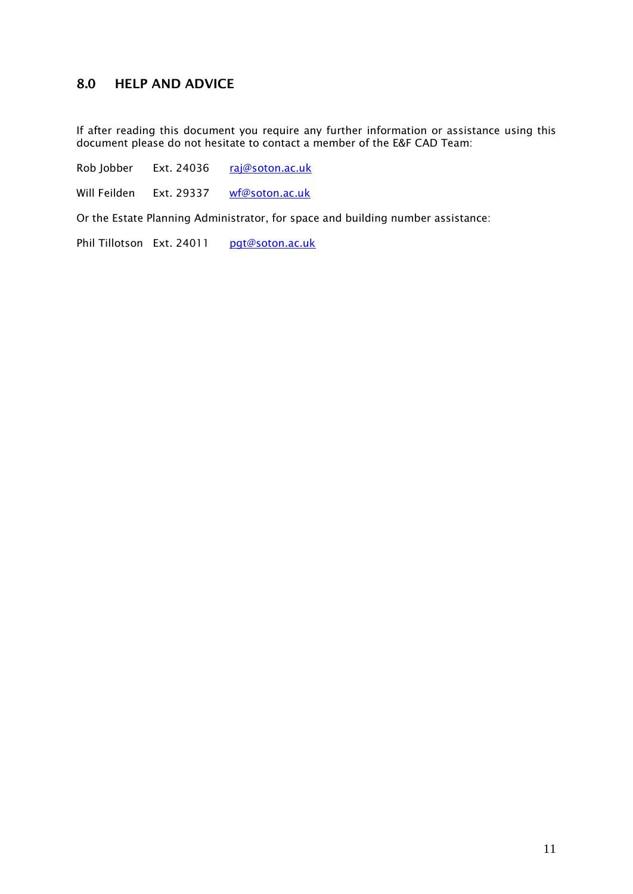## 8.0 HELP AND ADVICE

If after reading this document you require any further information or assistance using this document please do not hesitate to contact a member of the E&F CAD Team:

Rob Jobber Ext. 24036 raj@soton.ac.uk

Will Feilden Ext. 29337 wf@soton.ac.uk

Or the Estate Planning Administrator, for space and building number assistance:

Phil Tillotson Ext. 24011 pgt@soton.ac.uk